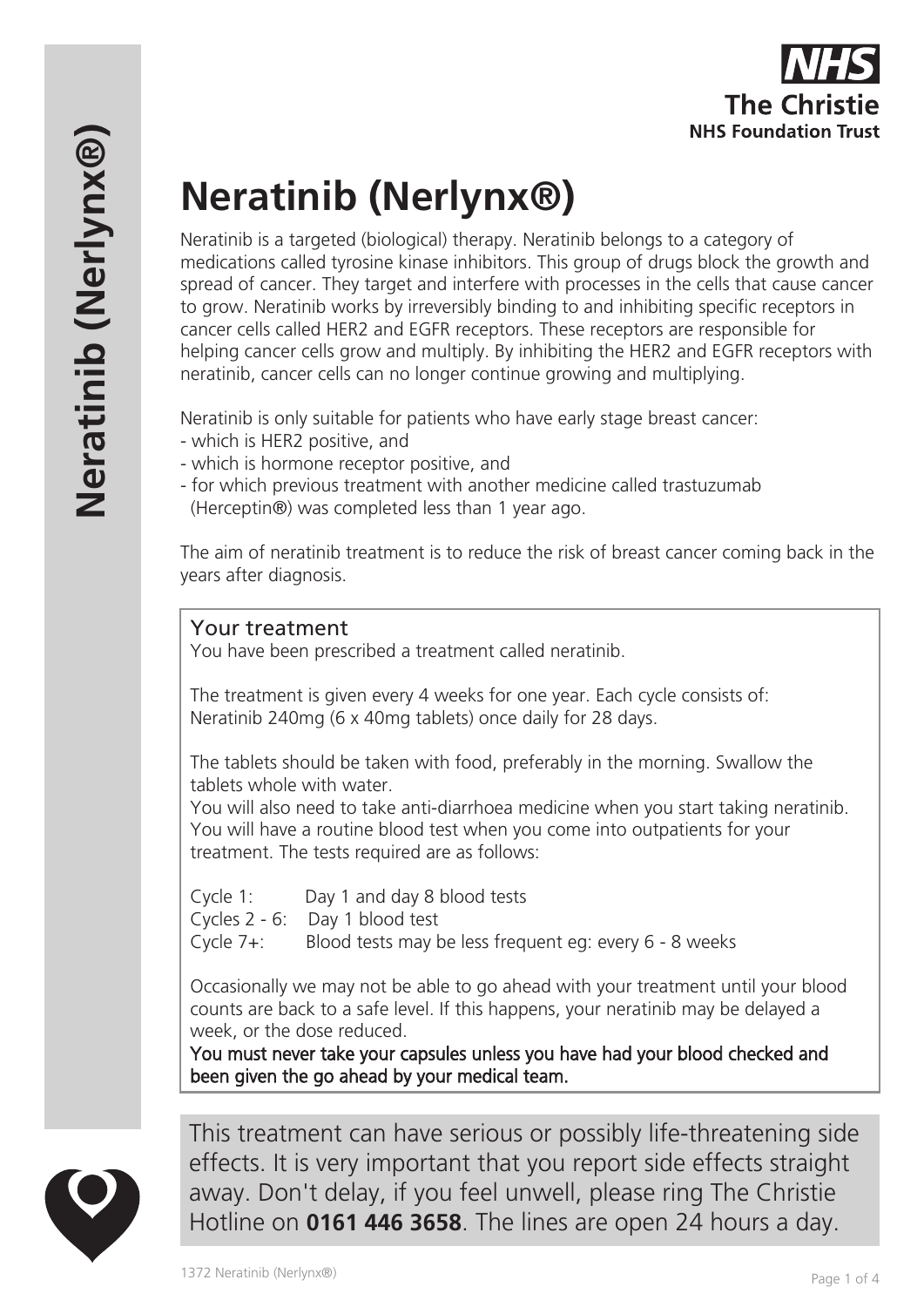NHS
**The Christie**
**NHS Foundation Trust**

# Neratinib (Nerlynx®)

Neratinib is a targeted (biological) therapy. Neratinib belongs to a category of medications called tyrosine kinase inhibitors. This group of drugs block the growth and spread of cancer. They target and interfere with processes in the cells that cause cancer to grow. Neratinib works by irreversibly binding to and inhibiting specific receptors in cancer cells called HER2 and EGFR receptors. These receptors are responsible for helping cancer cells grow and multiply. By inhibiting the HER2 and EGFR receptors with neratinib, cancer cells can no longer continue growing and multiplying.

Neratinib is only suitable for patients who have early stage breast cancer:

- which is HER2 positive, and
- which is hormone receptor positive, and
- for which previous treatment with another medicine called trastuzumab (Herceptin®) was completed less than 1 year ago.

The aim of neratinib treatment is to reduce the risk of breast cancer coming back in the years after diagnosis.

## Your treatment

You have been prescribed a treatment called neratinib.

The treatment is given every 4 weeks for one year. Each cycle consists of:
Neratinib 240mg (6 x 40mg tablets) once daily for 28 days.

The tablets should be taken with food, preferably in the morning. Swallow the tablets whole with water.
You will also need to take anti-diarrhoea medicine when you start taking neratinib.
You will have a routine blood test when you come into outpatients for your treatment. The tests required are as follows:

Cycle 1: Day 1 and day 8 blood tests
Cycles 2 - 6: Day 1 blood test
Cycle 7+: Blood tests may be less frequent eg: every 6 - 8 weeks

Occasionally we may not be able to go ahead with your treatment until your blood counts are back to a safe level. If this happens, your neratinib may be delayed a week, or the dose reduced.
**You must never take your capsules unless you have had your blood checked and been given the go ahead by your medical team.**

This treatment can have serious or possibly life-threatening side effects. It is very important that you report side effects straight away. Don't delay, if you feel unwell, please ring The Christie Hotline on **0161 446 3658**. The lines are open 24 hours a day.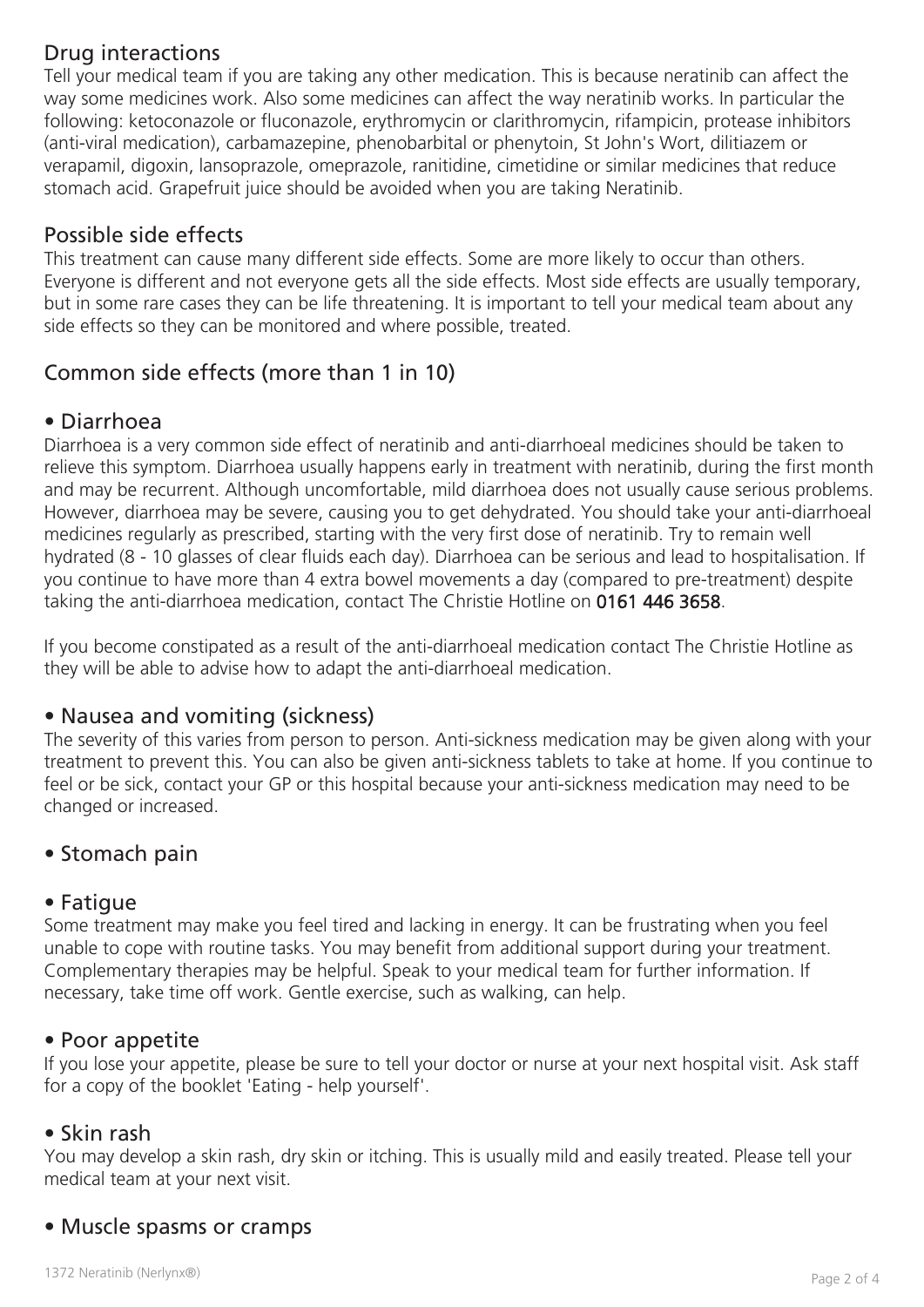## Drug interactions

Tell your medical team if you are taking any other medication. This is because neratinib can affect the way some medicines work. Also some medicines can affect the way neratinib works. In particular the following: ketoconazole or fluconazole, erythromycin or clarithromycin, rifampicin, protease inhibitors (anti-viral medication), carbamazepine, phenobarbital or phenytoin, St John's Wort, dilitiazem or verapamil, digoxin, lansoprazole, omeprazole, ranitidine, cimetidine or similar medicines that reduce stomach acid. Grapefruit juice should be avoided when you are taking Neratinib.

## Possible side effects

This treatment can cause many different side effects. Some are more likely to occur than others. Everyone is different and not everyone gets all the side effects. Most side effects are usually temporary, but in some rare cases they can be life threatening. It is important to tell your medical team about any side effects so they can be monitored and where possible, treated.

## Common side effects (more than 1 in 10)

### • Diarrhoea

Diarrhoea is a very common side effect of neratinib and anti-diarrhoeal medicines should be taken to relieve this symptom. Diarrhoea usually happens early in treatment with neratinib, during the first month and may be recurrent. Although uncomfortable, mild diarrhoea does not usually cause serious problems. However, diarrhoea may be severe, causing you to get dehydrated. You should take your anti-diarrhoeal medicines regularly as prescribed, starting with the very first dose of neratinib. Try to remain well hydrated (8 - 10 glasses of clear fluids each day). Diarrhoea can be serious and lead to hospitalisation. If you continue to have more than 4 extra bowel movements a day (compared to pre-treatment) despite taking the anti-diarrhoea medication, contact The Christie Hotline on **0161 446 3658**.

If you become constipated as a result of the anti-diarrhoeal medication contact The Christie Hotline as they will be able to advise how to adapt the anti-diarrhoeal medication.

### • Nausea and vomiting (sickness)

The severity of this varies from person to person. Anti-sickness medication may be given along with your treatment to prevent this. You can also be given anti-sickness tablets to take at home. If you continue to feel or be sick, contact your GP or this hospital because your anti-sickness medication may need to be changed or increased.

### • Stomach pain

### • Fatigue

Some treatment may make you feel tired and lacking in energy. It can be frustrating when you feel unable to cope with routine tasks. You may benefit from additional support during your treatment. Complementary therapies may be helpful. Speak to your medical team for further information. If necessary, take time off work. Gentle exercise, such as walking, can help.

### • Poor appetite

If you lose your appetite, please be sure to tell your doctor or nurse at your next hospital visit. Ask staff for a copy of the booklet 'Eating - help yourself'.

### • Skin rash

You may develop a skin rash, dry skin or itching. This is usually mild and easily treated. Please tell your medical team at your next visit.

### • Muscle spasms or cramps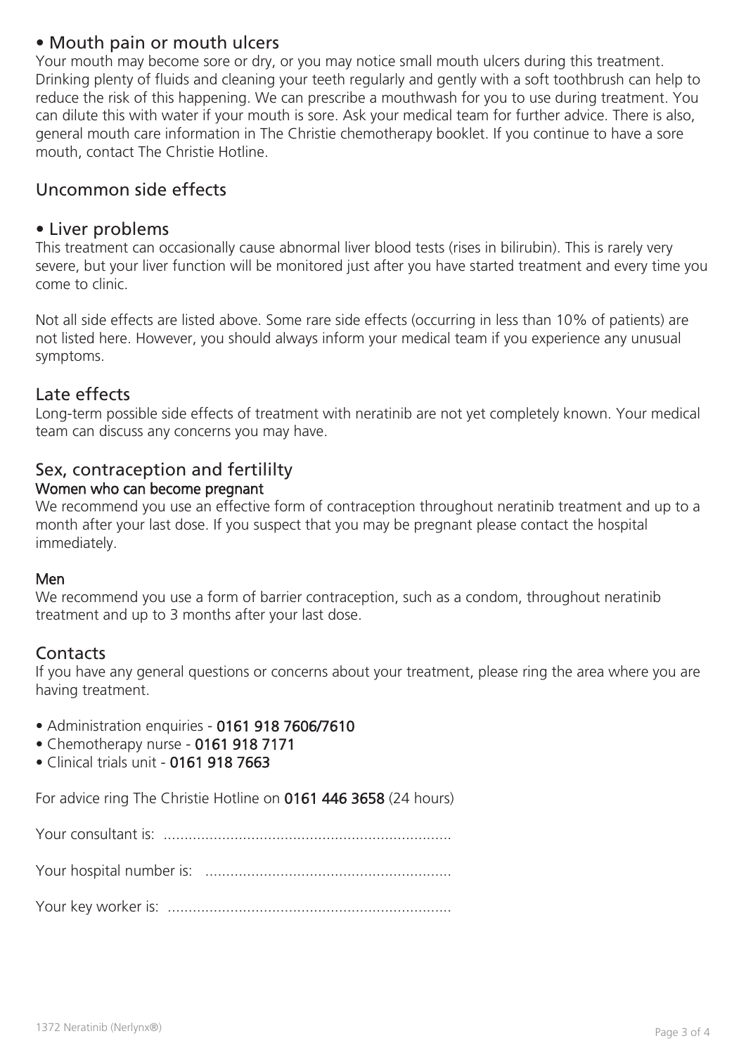### • Mouth pain or mouth ulcers

Your mouth may become sore or dry, or you may notice small mouth ulcers during this treatment. Drinking plenty of fluids and cleaning your teeth regularly and gently with a soft toothbrush can help to reduce the risk of this happening. We can prescribe a mouthwash for you to use during treatment. You can dilute this with water if your mouth is sore. Ask your medical team for further advice. There is also, general mouth care information in The Christie chemotherapy booklet. If you continue to have a sore mouth, contact The Christie Hotline.

## Uncommon side effects

### • Liver problems

This treatment can occasionally cause abnormal liver blood tests (rises in bilirubin). This is rarely very severe, but your liver function will be monitored just after you have started treatment and every time you come to clinic.

Not all side effects are listed above. Some rare side effects (occurring in less than 10% of patients) are not listed here. However, you should always inform your medical team if you experience any unusual symptoms.

## Late effects

Long-term possible side effects of treatment with neratinib are not yet completely known. Your medical team can discuss any concerns you may have.

## Sex, contraception and fertililty

**Women who can become pregnant**

We recommend you use an effective form of contraception throughout neratinib treatment and up to a month after your last dose. If you suspect that you may be pregnant please contact the hospital immediately.

**Men**

We recommend you use a form of barrier contraception, such as a condom, throughout neratinib treatment and up to 3 months after your last dose.

## Contacts

If you have any general questions or concerns about your treatment, please ring the area where you are having treatment.

- Administration enquiries - **0161 918 7606/7610**
- Chemotherapy nurse - **0161 918 7171**
- Clinical trials unit - **0161 918 7663**

For advice ring The Christie Hotline on **0161 446 3658** (24 hours)

Your consultant is: ....................................................................

Your hospital number is: ..........................................................

Your key worker is: ...................................................................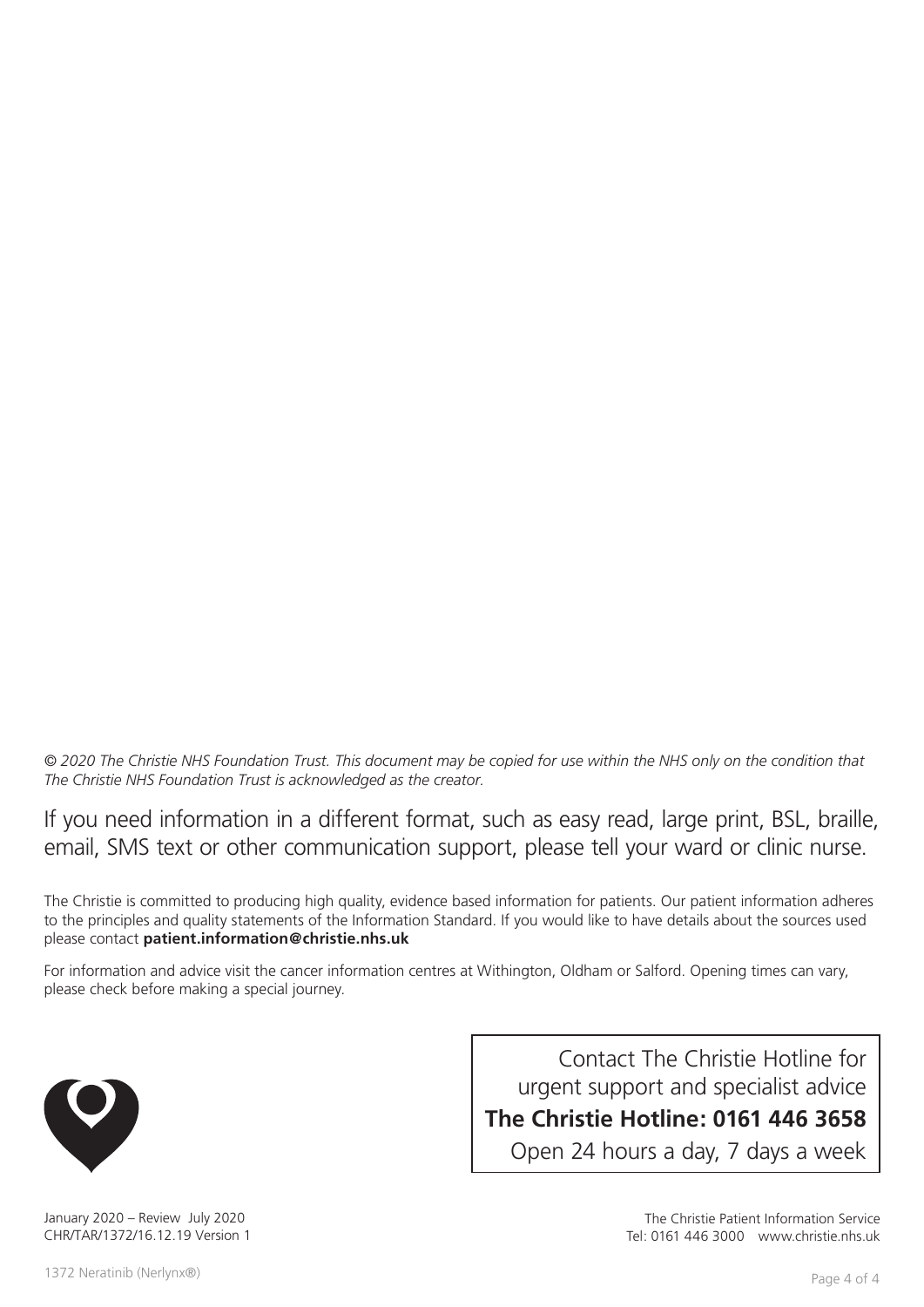*© 2020 The Christie NHS Foundation Trust. This document may be copied for use within the NHS only on the condition that The Christie NHS Foundation Trust is acknowledged as the creator.*

If you need information in a different format, such as easy read, large print, BSL, braille, email, SMS text or other communication support, please tell your ward or clinic nurse.

The Christie is committed to producing high quality, evidence based information for patients. Our patient information adheres to the principles and quality statements of the Information Standard. If you would like to have details about the sources used please contact **patient.information@christie.nhs.uk**

For information and advice visit the cancer information centres at Withington, Oldham or Salford. Opening times can vary, please check before making a special journey.

Contact The Christie Hotline for urgent support and specialist advice

**The Christie Hotline: 0161 446 3658**

Open 24 hours a day, 7 days a week

January 2020 – Review July 2020
CHR/TAR/1372/16.12.19 Version 1

The Christie Patient Information Service
Tel: 0161 446 3000 www.christie.nhs.uk

1372 Neratinib (Nerlynx®)